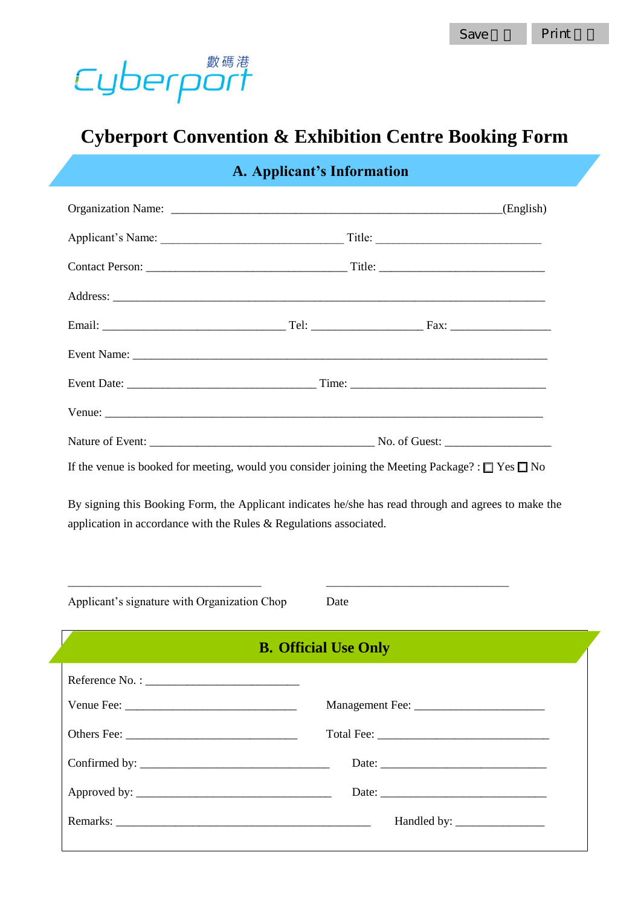Save Print

Cyberport 數碼港

# Cyberport Convention & Exhibition Centre Booking Form

## A. Applicant's Information

Organization Name: ________________________________________________________(English)

Applicant's Name: ______________________________ Title: ____________________________

Contact Person: __________________________________ Title: ____________________________

Address: _________________________________________________________________________

Email: ______________________________ Tel: __________________ Fax: ________________

Event Name: ______________________________________________________________________

Event Date: _______________________________ Time: _________________________________

Venue: ___________________________________________________________________________

Nature of Event: _____________________________________ No. of Guest: __________________

If the venue is booked for meeting, would you consider joining the Meeting Package? : ☐ Yes ☐ No

By signing this Booking Form, the Applicant indicates he/she has read through and agrees to make the application in accordance with the Rules & Regulations associated.

________________________________ ______________________________

Applicant's signature with Organization Chop Date

## B. Official Use Only

Reference No. : __________________________

Venue Fee: _____________________________ Management Fee: ______________________

Others Fee: _____________________________ Total Fee: _____________________________

Confirmed by: ________________________________ Date: ____________________________

Approved by: _________________________________ Date: ____________________________

Remarks: ___________________________________________ Handled by: _______________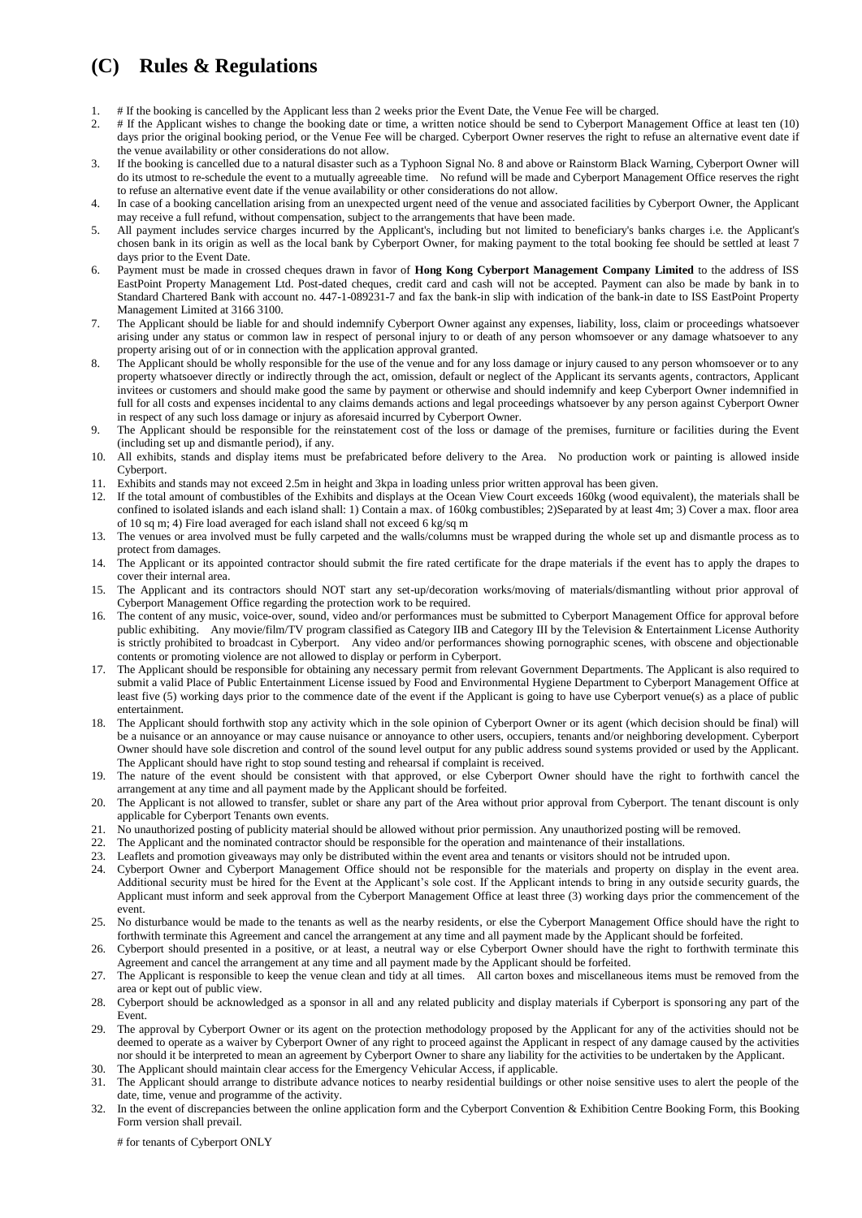## (C) Rules & Regulations

1. # If the booking is cancelled by the Applicant less than 2 weeks prior the Event Date, the Venue Fee will be charged.
2. # If the Applicant wishes to change the booking date or time, a written notice should be send to Cyberport Management Office at least ten (10) days prior the original booking period, or the Venue Fee will be charged. Cyberport Owner reserves the right to refuse an alternative event date if the venue availability or other considerations do not allow.
3. If the booking is cancelled due to a natural disaster such as a Typhoon Signal No. 8 and above or Rainstorm Black Warning, Cyberport Owner will do its utmost to re-schedule the event to a mutually agreeable time. No refund will be made and Cyberport Management Office reserves the right to refuse an alternative event date if the venue availability or other considerations do not allow.
4. In case of a booking cancellation arising from an unexpected urgent need of the venue and associated facilities by Cyberport Owner, the Applicant may receive a full refund, without compensation, subject to the arrangements that have been made.
5. All payment includes service charges incurred by the Applicant's, including but not limited to beneficiary's banks charges i.e. the Applicant's chosen bank in its origin as well as the local bank by Cyberport Owner, for making payment to the total booking fee should be settled at least 7 days prior to the Event Date.
6. Payment must be made in crossed cheques drawn in favor of **Hong Kong Cyberport Management Company Limited** to the address of ISS EastPoint Property Management Ltd. Post-dated cheques, credit card and cash will not be accepted. Payment can also be made by bank in to Standard Chartered Bank with account no. 447-1-089231-7 and fax the bank-in slip with indication of the bank-in date to ISS EastPoint Property Management Limited at 3166 3100.
7. The Applicant should be liable for and should indemnify Cyberport Owner against any expenses, liability, loss, claim or proceedings whatsoever arising under any status or common law in respect of personal injury to or death of any person whomsoever or any damage whatsoever to any property arising out of or in connection with the application approval granted.
8. The Applicant should be wholly responsible for the use of the venue and for any loss damage or injury caused to any person whomsoever or to any property whatsoever directly or indirectly through the act, omission, default or neglect of the Applicant its servants agents, contractors, Applicant invitees or customers and should make good the same by payment or otherwise and should indemnify and keep Cyberport Owner indemnified in full for all costs and expenses incidental to any claims demands actions and legal proceedings whatsoever by any person against Cyberport Owner in respect of any such loss damage or injury as aforesaid incurred by Cyberport Owner.
9. The Applicant should be responsible for the reinstatement cost of the loss or damage of the premises, furniture or facilities during the Event (including set up and dismantle period), if any.
10. All exhibits, stands and display items must be prefabricated before delivery to the Area. No production work or painting is allowed inside Cyberport.
11. Exhibits and stands may not exceed 2.5m in height and 3kpa in loading unless prior written approval has been given.
12. If the total amount of combustibles of the Exhibits and displays at the Ocean View Court exceeds 160kg (wood equivalent), the materials shall be confined to isolated islands and each island shall: 1) Contain a max. of 160kg combustibles; 2)Separated by at least 4m; 3) Cover a max. floor area of 10 sq m; 4) Fire load averaged for each island shall not exceed 6 kg/sq m
13. The venues or area involved must be fully carpeted and the walls/columns must be wrapped during the whole set up and dismantle process as to protect from damages.
14. The Applicant or its appointed contractor should submit the fire rated certificate for the drape materials if the event has to apply the drapes to cover their internal area.
15. The Applicant and its contractors should NOT start any set-up/decoration works/moving of materials/dismantling without prior approval of Cyberport Management Office regarding the protection work to be required.
16. The content of any music, voice-over, sound, video and/or performances must be submitted to Cyberport Management Office for approval before public exhibiting. Any movie/film/TV program classified as Category IIB and Category III by the Television & Entertainment License Authority is strictly prohibited to broadcast in Cyberport. Any video and/or performances showing pornographic scenes, with obscene and objectionable contents or promoting violence are not allowed to display or perform in Cyberport.
17. The Applicant should be responsible for obtaining any necessary permit from relevant Government Departments. The Applicant is also required to submit a valid Place of Public Entertainment License issued by Food and Environmental Hygiene Department to Cyberport Management Office at least five (5) working days prior to the commence date of the event if the Applicant is going to have use Cyberport venue(s) as a place of public entertainment.
18. The Applicant should forthwith stop any activity which in the sole opinion of Cyberport Owner or its agent (which decision should be final) will be a nuisance or an annoyance or may cause nuisance or annoyance to other users, occupiers, tenants and/or neighboring development. Cyberport Owner should have sole discretion and control of the sound level output for any public address sound systems provided or used by the Applicant. The Applicant should have right to stop sound testing and rehearsal if complaint is received.
19. The nature of the event should be consistent with that approved, or else Cyberport Owner should have the right to forthwith cancel the arrangement at any time and all payment made by the Applicant should be forfeited.
20. The Applicant is not allowed to transfer, sublet or share any part of the Area without prior approval from Cyberport. The tenant discount is only applicable for Cyberport Tenants own events.
21. No unauthorized posting of publicity material should be allowed without prior permission. Any unauthorized posting will be removed.
22. The Applicant and the nominated contractor should be responsible for the operation and maintenance of their installations.
23. Leaflets and promotion giveaways may only be distributed within the event area and tenants or visitors should not be intruded upon.
24. Cyberport Owner and Cyberport Management Office should not be responsible for the materials and property on display in the event area. Additional security must be hired for the Event at the Applicant's sole cost. If the Applicant intends to bring in any outside security guards, the Applicant must inform and seek approval from the Cyberport Management Office at least three (3) working days prior the commencement of the event.
25. No disturbance would be made to the tenants as well as the nearby residents, or else the Cyberport Management Office should have the right to forthwith terminate this Agreement and cancel the arrangement at any time and all payment made by the Applicant should be forfeited.
26. Cyberport should presented in a positive, or at least, a neutral way or else Cyberport Owner should have the right to forthwith terminate this Agreement and cancel the arrangement at any time and all payment made by the Applicant should be forfeited.
27. The Applicant is responsible to keep the venue clean and tidy at all times. All carton boxes and miscellaneous items must be removed from the area or kept out of public view.
28. Cyberport should be acknowledged as a sponsor in all and any related publicity and display materials if Cyberport is sponsoring any part of the Event.
29. The approval by Cyberport Owner or its agent on the protection methodology proposed by the Applicant for any of the activities should not be deemed to operate as a waiver by Cyberport Owner of any right to proceed against the Applicant in respect of any damage caused by the activities nor should it be interpreted to mean an agreement by Cyberport Owner to share any liability for the activities to be undertaken by the Applicant.
30. The Applicant should maintain clear access for the Emergency Vehicular Access, if applicable.
31. The Applicant should arrange to distribute advance notices to nearby residential buildings or other noise sensitive uses to alert the people of the date, time, venue and programme of the activity.
32. In the event of discrepancies between the online application form and the Cyberport Convention & Exhibition Centre Booking Form, this Booking Form version shall prevail.

# for tenants of Cyberport ONLY